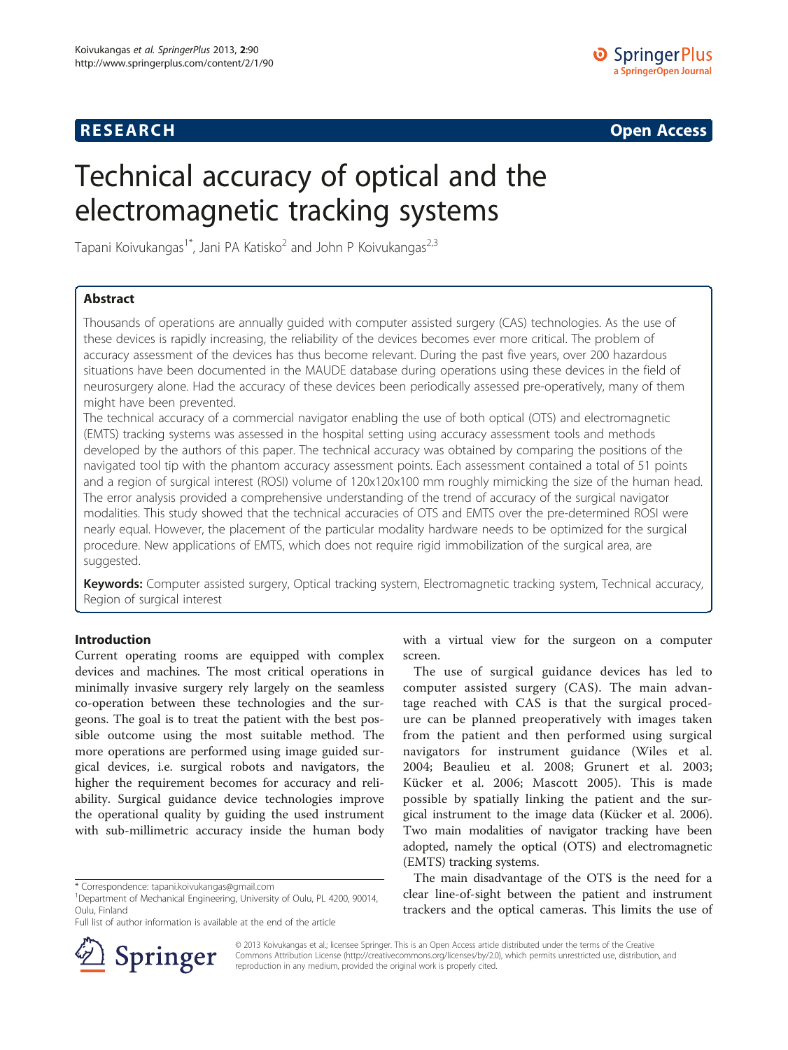**RESEARCH** **Open Access**

# Technical accuracy of optical and the electromagnetic tracking systems

Tapani Koivukangas[1*], Jani PA Katisko[2] and John P Koivukangas[2,3]

## Abstract

Thousands of operations are annually guided with computer assisted surgery (CAS) technologies. As the use of these devices is rapidly increasing, the reliability of the devices becomes ever more critical. The problem of accuracy assessment of the devices has thus become relevant. During the past five years, over 200 hazardous situations have been documented in the MAUDE database during operations using these devices in the field of neurosurgery alone. Had the accuracy of these devices been periodically assessed pre-operatively, many of them might have been prevented.

The technical accuracy of a commercial navigator enabling the use of both optical (OTS) and electromagnetic (EMTS) tracking systems was assessed in the hospital setting using accuracy assessment tools and methods developed by the authors of this paper. The technical accuracy was obtained by comparing the positions of the navigated tool tip with the phantom accuracy assessment points. Each assessment contained a total of 51 points and a region of surgical interest (ROSI) volume of 120x120x100 mm roughly mimicking the size of the human head. The error analysis provided a comprehensive understanding of the trend of accuracy of the surgical navigator modalities. This study showed that the technical accuracies of OTS and EMTS over the pre-determined ROSI were nearly equal. However, the placement of the particular modality hardware needs to be optimized for the surgical procedure. New applications of EMTS, which does not require rigid immobilization of the surgical area, are suggested.

**Keywords:** Computer assisted surgery, Optical tracking system, Electromagnetic tracking system, Technical accuracy, Region of surgical interest

## Introduction

Current operating rooms are equipped with complex devices and machines. The most critical operations in minimally invasive surgery rely largely on the seamless co-operation between these technologies and the surgeons. The goal is to treat the patient with the best possible outcome using the most suitable method. The more operations are performed using image guided surgical devices, i.e. surgical robots and navigators, the higher the requirement becomes for accuracy and reliability. Surgical guidance device technologies improve the operational quality by guiding the used instrument with sub-millimetric accuracy inside the human body with a virtual view for the surgeon on a computer screen.

The use of surgical guidance devices has led to computer assisted surgery (CAS). The main advantage reached with CAS is that the surgical procedure can be planned preoperatively with images taken from the patient and then performed using surgical navigators for instrument guidance (Wiles et al. 2004; Beaulieu et al. 2008; Grunert et al. 2003; Kücker et al. 2006; Mascott 2005). This is made possible by spatially linking the patient and the surgical instrument to the image data (Kücker et al. 2006). Two main modalities of navigator tracking have been adopted, namely the optical (OTS) and electromagnetic (EMTS) tracking systems.

The main disadvantage of the OTS is the need for a clear line-of-sight between the patient and instrument trackers and the optical cameras. This limits the use of

\* Correspondence: tapani.koivukangas@gmail.com
[1]Department of Mechanical Engineering, University of Oulu, PL 4200, 90014, Oulu, Finland
Full list of author information is available at the end of the article

© 2013 Koivukangas et al.; licensee Springer. This is an Open Access article distributed under the terms of the Creative Commons Attribution License (http://creativecommons.org/licenses/by/2.0), which permits unrestricted use, distribution, and reproduction in any medium, provided the original work is properly cited.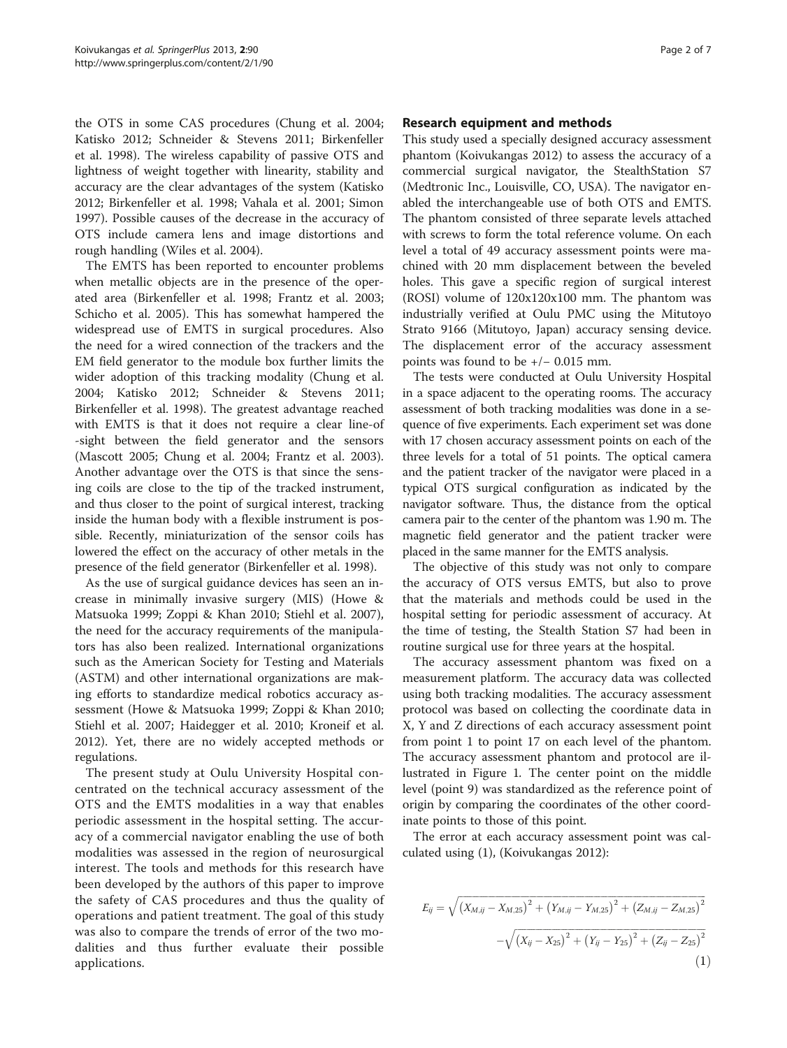the OTS in some CAS procedures (Chung et al. 2004; Katisko 2012; Schneider & Stevens 2011; Birkenfeller et al. 1998). The wireless capability of passive OTS and lightness of weight together with linearity, stability and accuracy are the clear advantages of the system (Katisko 2012; Birkenfeller et al. 1998; Vahala et al. 2001; Simon 1997). Possible causes of the decrease in the accuracy of OTS include camera lens and image distortions and rough handling (Wiles et al. 2004).

The EMTS has been reported to encounter problems when metallic objects are in the presence of the operated area (Birkenfeller et al. 1998; Frantz et al. 2003; Schicho et al. 2005). This has somewhat hampered the widespread use of EMTS in surgical procedures. Also the need for a wired connection of the trackers and the EM field generator to the module box further limits the wider adoption of this tracking modality (Chung et al. 2004; Katisko 2012; Schneider & Stevens 2011; Birkenfeller et al. 1998). The greatest advantage reached with EMTS is that it does not require a clear line-of -sight between the field generator and the sensors (Mascott 2005; Chung et al. 2004; Frantz et al. 2003). Another advantage over the OTS is that since the sensing coils are close to the tip of the tracked instrument, and thus closer to the point of surgical interest, tracking inside the human body with a flexible instrument is possible. Recently, miniaturization of the sensor coils has lowered the effect on the accuracy of other metals in the presence of the field generator (Birkenfeller et al. 1998).

As the use of surgical guidance devices has seen an increase in minimally invasive surgery (MIS) (Howe & Matsuoka 1999; Zoppi & Khan 2010; Stiehl et al. 2007), the need for the accuracy requirements of the manipulators has also been realized. International organizations such as the American Society for Testing and Materials (ASTM) and other international organizations are making efforts to standardize medical robotics accuracy assessment (Howe & Matsuoka 1999; Zoppi & Khan 2010; Stiehl et al. 2007; Haidegger et al. 2010; Kroneif et al. 2012). Yet, there are no widely accepted methods or regulations.

The present study at Oulu University Hospital concentrated on the technical accuracy assessment of the OTS and the EMTS modalities in a way that enables periodic assessment in the hospital setting. The accuracy of a commercial navigator enabling the use of both modalities was assessed in the region of neurosurgical interest. The tools and methods for this research have been developed by the authors of this paper to improve the safety of CAS procedures and thus the quality of operations and patient treatment. The goal of this study was also to compare the trends of error of the two modalities and thus further evaluate their possible applications.

## Research equipment and methods

This study used a specially designed accuracy assessment phantom (Koivukangas 2012) to assess the accuracy of a commercial surgical navigator, the StealthStation S7 (Medtronic Inc., Louisville, CO, USA). The navigator enabled the interchangeable use of both OTS and EMTS. The phantom consisted of three separate levels attached with screws to form the total reference volume. On each level a total of 49 accuracy assessment points were machined with 20 mm displacement between the beveled holes. This gave a specific region of surgical interest (ROSI) volume of 120x120x100 mm. The phantom was industrially verified at Oulu PMC using the Mitutoyo Strato 9166 (Mitutoyo, Japan) accuracy sensing device. The displacement error of the accuracy assessment points was found to be +/− 0.015 mm.

The tests were conducted at Oulu University Hospital in a space adjacent to the operating rooms. The accuracy assessment of both tracking modalities was done in a sequence of five experiments. Each experiment set was done with 17 chosen accuracy assessment points on each of the three levels for a total of 51 points. The optical camera and the patient tracker of the navigator were placed in a typical OTS surgical configuration as indicated by the navigator software. Thus, the distance from the optical camera pair to the center of the phantom was 1.90 m. The magnetic field generator and the patient tracker were placed in the same manner for the EMTS analysis.

The objective of this study was not only to compare the accuracy of OTS versus EMTS, but also to prove that the materials and methods could be used in the hospital setting for periodic assessment of accuracy. At the time of testing, the Stealth Station S7 had been in routine surgical use for three years at the hospital.

The accuracy assessment phantom was fixed on a measurement platform. The accuracy data was collected using both tracking modalities. The accuracy assessment protocol was based on collecting the coordinate data in X, Y and Z directions of each accuracy assessment point from point 1 to point 17 on each level of the phantom. The accuracy assessment phantom and protocol are illustrated in Figure 1. The center point on the middle level (point 9) was standardized as the reference point of origin by comparing the coordinates of the other coordinate points to those of this point.

The error at each accuracy assessment point was calculated using (1), (Koivukangas 2012):

$$E_{ij} = \sqrt{\left(X_{M,ij} - X_{M,25}\right)^2 + \left(Y_{M,ij} - Y_{M,25}\right)^2 + \left(Z_{M,ij} - Z_{M,25}\right)^2} - \sqrt{\left(X_{ij} - X_{25}\right)^2 + \left(Y_{ij} - Y_{25}\right)^2 + \left(Z_{ij} - Z_{25}\right)^2} \quad (1)$$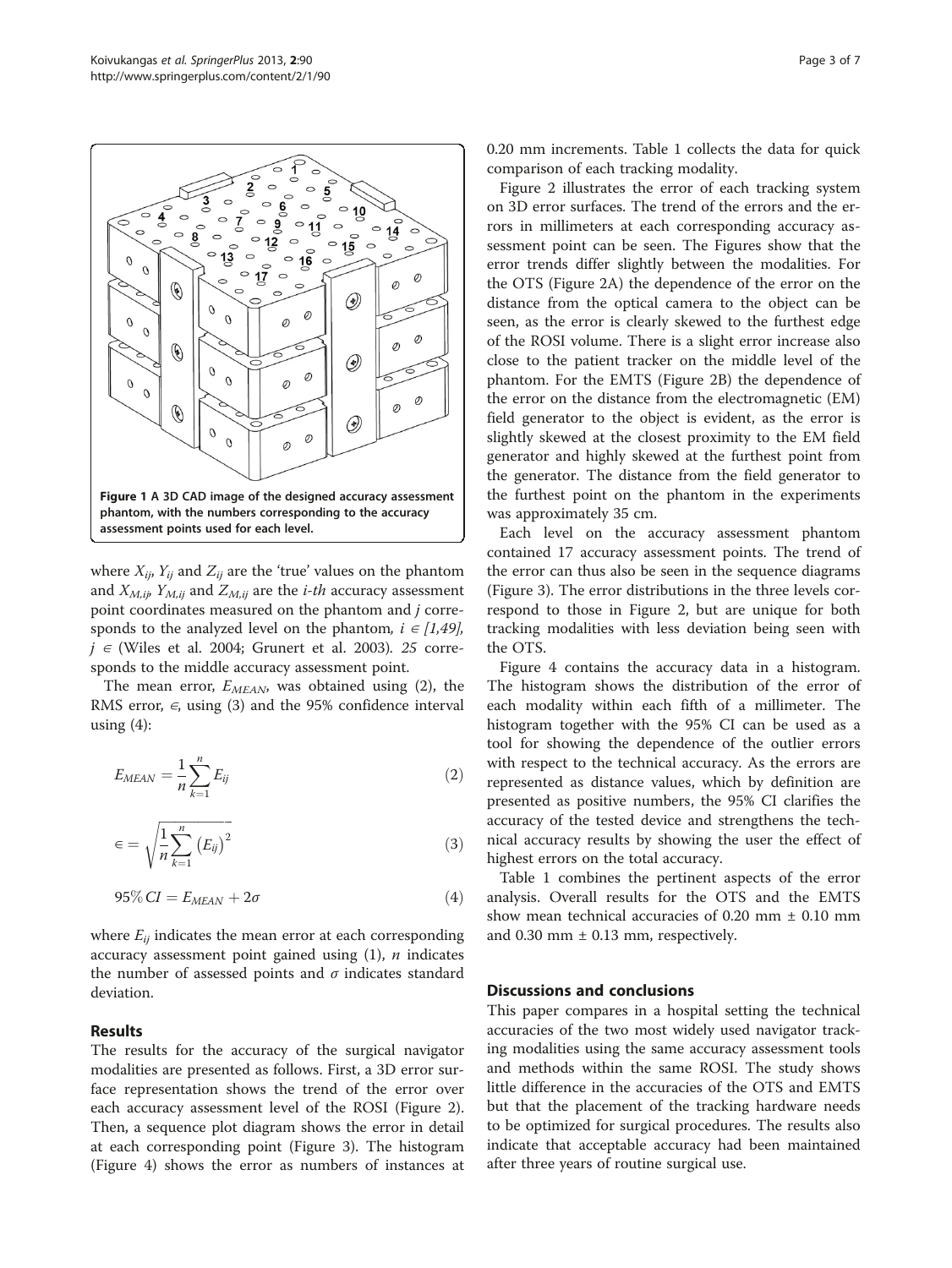Figure 1 A 3D CAD image of the designed accuracy assessment phantom, with the numbers corresponding to the accuracy assessment points used for each level.

where $X_{ij}$, $Y_{ij}$ and $Z_{ij}$ are the 'true' values on the phantom and $X_{M,ij}$, $Y_{M,ij}$ and $Z_{M,ij}$ are the *i-th* accuracy assessment point coordinates measured on the phantom and *j* corresponds to the analyzed level on the phantom, $i \in [1,49]$, $j \in$ (Wiles et al. 2004; Grunert et al. 2003). *25* corresponds to the middle accuracy assessment point.

The mean error, $E_{MEAN}$, was obtained using (2), the RMS error, $\in$, using (3) and the 95% confidence interval using (4):

$$E_{MEAN} = \frac{1}{n}\sum_{k=1}^{n} E_{ij} \tag{2}$$

$$\in = \sqrt{\frac{1}{n}\sum_{k=1}^{n} (E_{ij})^2} \tag{3}$$

$$95\% \, CI = E_{MEAN} + 2\sigma \tag{4}$$

where $E_{ij}$ indicates the mean error at each corresponding accuracy assessment point gained using (1), *n* indicates the number of assessed points and $\sigma$ indicates standard deviation.

## Results

The results for the accuracy of the surgical navigator modalities are presented as follows. First, a 3D error surface representation shows the trend of the error over each accuracy assessment level of the ROSI (Figure 2). Then, a sequence plot diagram shows the error in detail at each corresponding point (Figure 3). The histogram (Figure 4) shows the error as numbers of instances at 0.20 mm increments. Table 1 collects the data for quick comparison of each tracking modality.

Figure 2 illustrates the error of each tracking system on 3D error surfaces. The trend of the errors and the errors in millimeters at each corresponding accuracy assessment point can be seen. The Figures show that the error trends differ slightly between the modalities. For the OTS (Figure 2A) the dependence of the error on the distance from the optical camera to the object can be seen, as the error is clearly skewed to the furthest edge of the ROSI volume. There is a slight error increase also close to the patient tracker on the middle level of the phantom. For the EMTS (Figure 2B) the dependence of the error on the distance from the electromagnetic (EM) field generator to the object is evident, as the error is slightly skewed at the closest proximity to the EM field generator and highly skewed at the furthest point from the generator. The distance from the field generator to the furthest point on the phantom in the experiments was approximately 35 cm.

Each level on the accuracy assessment phantom contained 17 accuracy assessment points. The trend of the error can thus also be seen in the sequence diagrams (Figure 3). The error distributions in the three levels correspond to those in Figure 2, but are unique for both tracking modalities with less deviation being seen with the OTS.

Figure 4 contains the accuracy data in a histogram. The histogram shows the distribution of the error of each modality within each fifth of a millimeter. The histogram together with the 95% CI can be used as a tool for showing the dependence of the outlier errors with respect to the technical accuracy. As the errors are represented as distance values, which by definition are presented as positive numbers, the 95% CI clarifies the accuracy of the tested device and strengthens the technical accuracy results by showing the user the effect of highest errors on the total accuracy.

Table 1 combines the pertinent aspects of the error analysis. Overall results for the OTS and the EMTS show mean technical accuracies of 0.20 mm ± 0.10 mm and 0.30 mm ± 0.13 mm, respectively.

## Discussions and conclusions

This paper compares in a hospital setting the technical accuracies of the two most widely used navigator tracking modalities using the same accuracy assessment tools and methods within the same ROSI. The study shows little difference in the accuracies of the OTS and EMTS but that the placement of the tracking hardware needs to be optimized for surgical procedures. The results also indicate that acceptable accuracy had been maintained after three years of routine surgical use.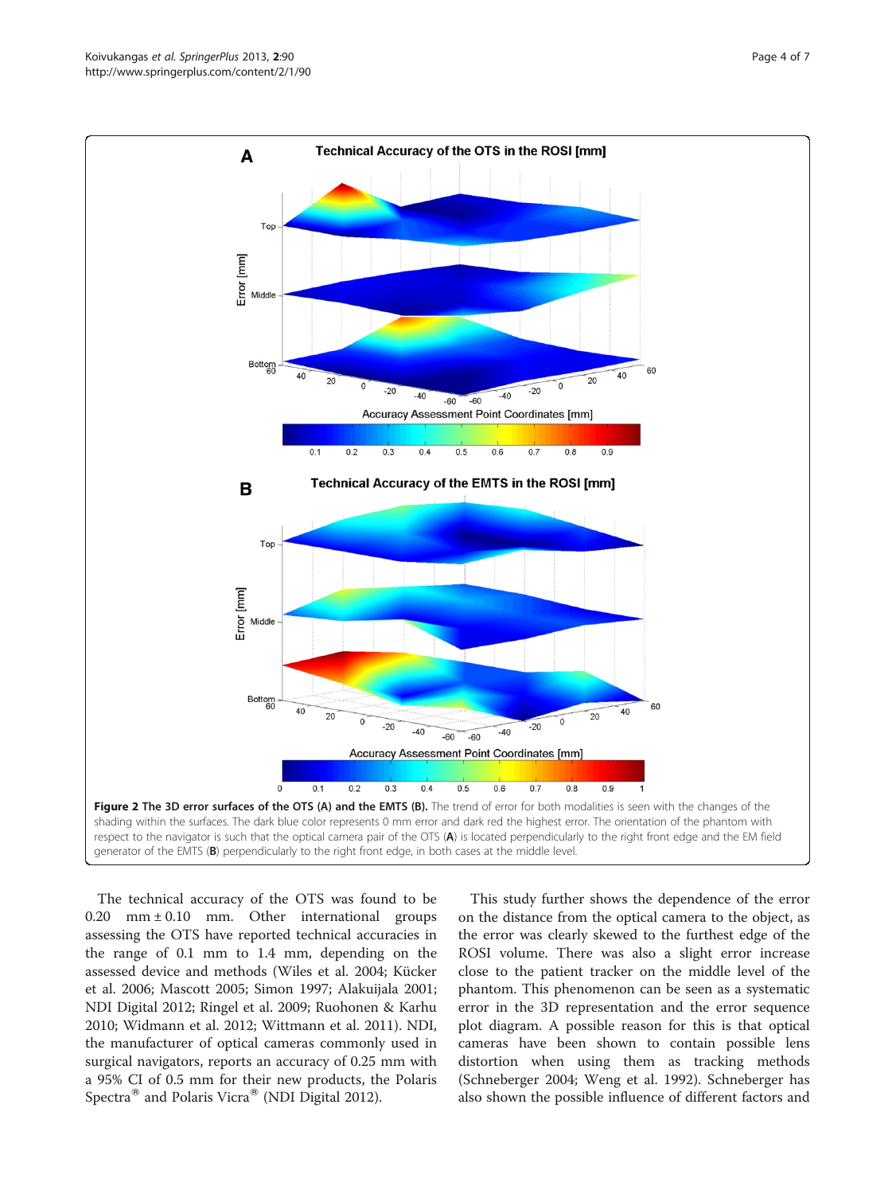**Figure 2 The 3D error surfaces of the OTS (A) and the EMTS (B).** The trend of error for both modalities is seen with the changes of the shading within the surfaces. The dark blue color represents 0 mm error and dark red the highest error. The orientation of the phantom with respect to the navigator is such that the optical camera pair of the OTS (**A**) is located perpendicularly to the right front edge and the EM field generator of the EMTS (**B**) perpendicularly to the right front edge, in both cases at the middle level.

The technical accuracy of the OTS was found to be 0.20 mm ± 0.10 mm. Other international groups assessing the OTS have reported technical accuracies in the range of 0.1 mm to 1.4 mm, depending on the assessed device and methods (Wiles et al. 2004; Kücker et al. 2006; Mascott 2005; Simon 1997; Alakuijala 2001; NDI Digital 2012; Ringel et al. 2009; Ruohonen & Karhu 2010; Widmann et al. 2012; Wittmann et al. 2011). NDI, the manufacturer of optical cameras commonly used in surgical navigators, reports an accuracy of 0.25 mm with a 95% CI of 0.5 mm for their new products, the Polaris Spectra® and Polaris Vicra® (NDI Digital 2012).

This study further shows the dependence of the error on the distance from the optical camera to the object, as the error was clearly skewed to the furthest edge of the ROSI volume. There was also a slight error increase close to the patient tracker on the middle level of the phantom. This phenomenon can be seen as a systematic error in the 3D representation and the error sequence plot diagram. A possible reason for this is that optical cameras have been shown to contain possible lens distortion when using them as tracking methods (Schneberger 2004; Weng et al. 1992). Schneberger has also shown the possible influence of different factors and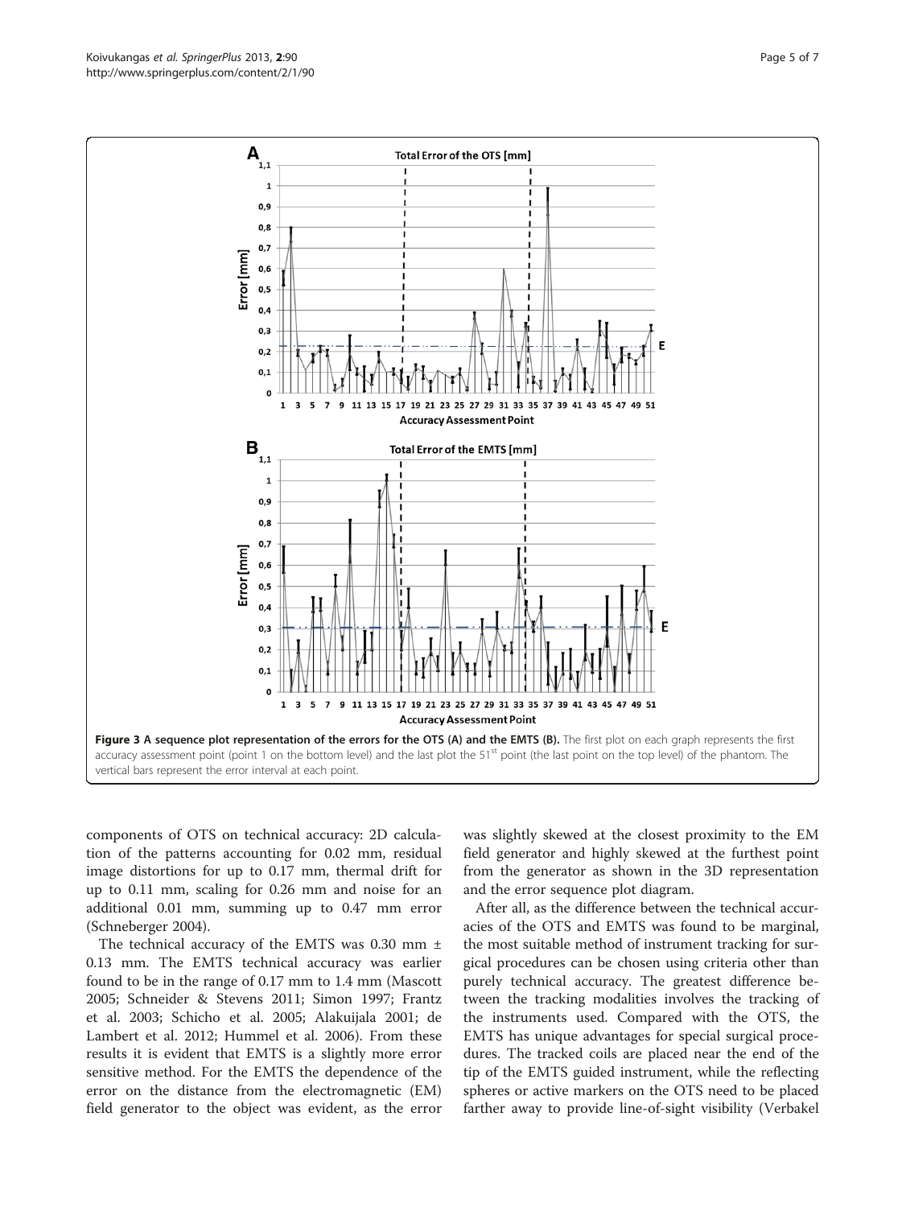**Figure 3 A sequence plot representation of the errors for the OTS (A) and the EMTS (B).** The first plot on each graph represents the first accuracy assessment point (point 1 on the bottom level) and the last plot the 51[st] point (the last point on the top level) of the phantom. The vertical bars represent the error interval at each point.

components of OTS on technical accuracy: 2D calculation of the patterns accounting for 0.02 mm, residual image distortions for up to 0.17 mm, thermal drift for up to 0.11 mm, scaling for 0.26 mm and noise for an additional 0.01 mm, summing up to 0.47 mm error (Schneberger 2004).

The technical accuracy of the EMTS was 0.30 mm ± 0.13 mm. The EMTS technical accuracy was earlier found to be in the range of 0.17 mm to 1.4 mm (Mascott 2005; Schneider & Stevens 2011; Simon 1997; Frantz et al. 2003; Schicho et al. 2005; Alakuijala 2001; de Lambert et al. 2012; Hummel et al. 2006). From these results it is evident that EMTS is a slightly more error sensitive method. For the EMTS the dependence of the error on the distance from the electromagnetic (EM) field generator to the object was evident, as the error was slightly skewed at the closest proximity to the EM field generator and highly skewed at the furthest point from the generator as shown in the 3D representation and the error sequence plot diagram.

After all, as the difference between the technical accuracies of the OTS and EMTS was found to be marginal, the most suitable method of instrument tracking for surgical procedures can be chosen using criteria other than purely technical accuracy. The greatest difference between the tracking modalities involves the tracking of the instruments used. Compared with the OTS, the EMTS has unique advantages for special surgical procedures. The tracked coils are placed near the end of the tip of the EMTS guided instrument, while the reflecting spheres or active markers on the OTS need to be placed farther away to provide line-of-sight visibility (Verbakel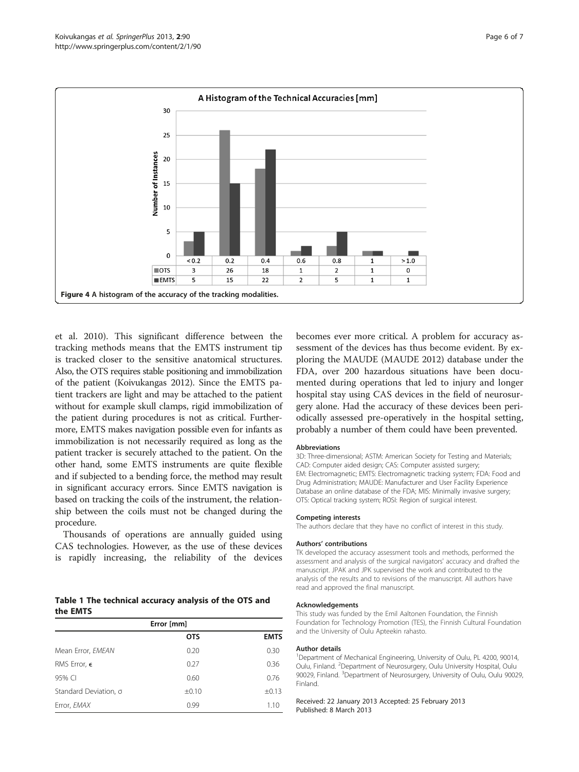A Histogram of the Technical Accuracies [mm]

| | <0.2 | 0.2 | 0.4 | 0.6 | 0.8 | 1 | >1.0 |
|---|---|---|---|---|---|---|---|
| OTS | 3 | 26 | 18 | 1 | 2 | 1 | 0 |
| EMTS | 5 | 15 | 22 | 2 | 5 | 1 | 1 |

**Figure 4** A histogram of the accuracy of the tracking modalities.

et al. 2010). This significant difference between the tracking methods means that the EMTS instrument tip is tracked closer to the sensitive anatomical structures. Also, the OTS requires stable positioning and immobilization of the patient (Koivukangas 2012). Since the EMTS patient trackers are light and may be attached to the patient without for example skull clamps, rigid immobilization of the patient during procedures is not as critical. Furthermore, EMTS makes navigation possible even for infants as immobilization is not necessarily required as long as the patient tracker is securely attached to the patient. On the other hand, some EMTS instruments are quite flexible and if subjected to a bending force, the method may result in significant accuracy errors. Since EMTS navigation is based on tracking the coils of the instrument, the relationship between the coils must not be changed during the procedure.

Thousands of operations are annually guided using CAS technologies. However, as the use of these devices is rapidly increasing, the reliability of the devices becomes ever more critical. A problem for accuracy assessment of the devices has thus become evident. By exploring the MAUDE (MAUDE 2012) database under the FDA, over 200 hazardous situations have been documented during operations that led to injury and longer hospital stay using CAS devices in the field of neurosurgery alone. Had the accuracy of these devices been periodically assessed pre-operatively in the hospital setting, probably a number of them could have been prevented.

**Table 1 The technical accuracy analysis of the OTS and the EMTS**

| | Error [mm] | |
|---|---|---|
| | OTS | EMTS |
| Mean Error, *EMEAN* | 0.20 | 0.30 |
| RMS Error, $\epsilon$ | 0.27 | 0.36 |
| 95% CI | 0.60 | 0.76 |
| Standard Deviation, $\sigma$ | ±0.10 | ±0.13 |
| Error, *EMAX* | 0.99 | 1.10 |

#### Abbreviations

3D: Three-dimensional; ASTM: American Society for Testing and Materials; CAD: Computer aided design; CAS: Computer assisted surgery; EM: Electromagnetic; EMTS: Electromagnetic tracking system; FDA: Food and Drug Administration; MAUDE: Manufacturer and User Facility Experience Database an online database of the FDA; MIS: Minimally invasive surgery; OTS: Optical tracking system; ROSI: Region of surgical interest.

#### Competing interests

The authors declare that they have no conflict of interest in this study.

#### Authors' contributions

TK developed the accuracy assessment tools and methods, performed the assessment and analysis of the surgical navigators' accuracy and drafted the manuscript. JPAK and JPK supervised the work and contributed to the analysis of the results and to revisions of the manuscript. All authors have read and approved the final manuscript.

#### Acknowledgements

This study was funded by the Emil Aaltonen Foundation, the Finnish Foundation for Technology Promotion (TES), the Finnish Cultural Foundation and the University of Oulu Apteekin rahasto.

#### Author details

[1]Department of Mechanical Engineering, University of Oulu, PL 4200, 90014, Oulu, Finland. [2]Department of Neurosurgery, Oulu University Hospital, Oulu 90029, Finland. [3]Department of Neurosurgery, University of Oulu, Oulu 90029, Finland.

Received: 22 January 2013 Accepted: 25 February 2013
Published: 8 March 2013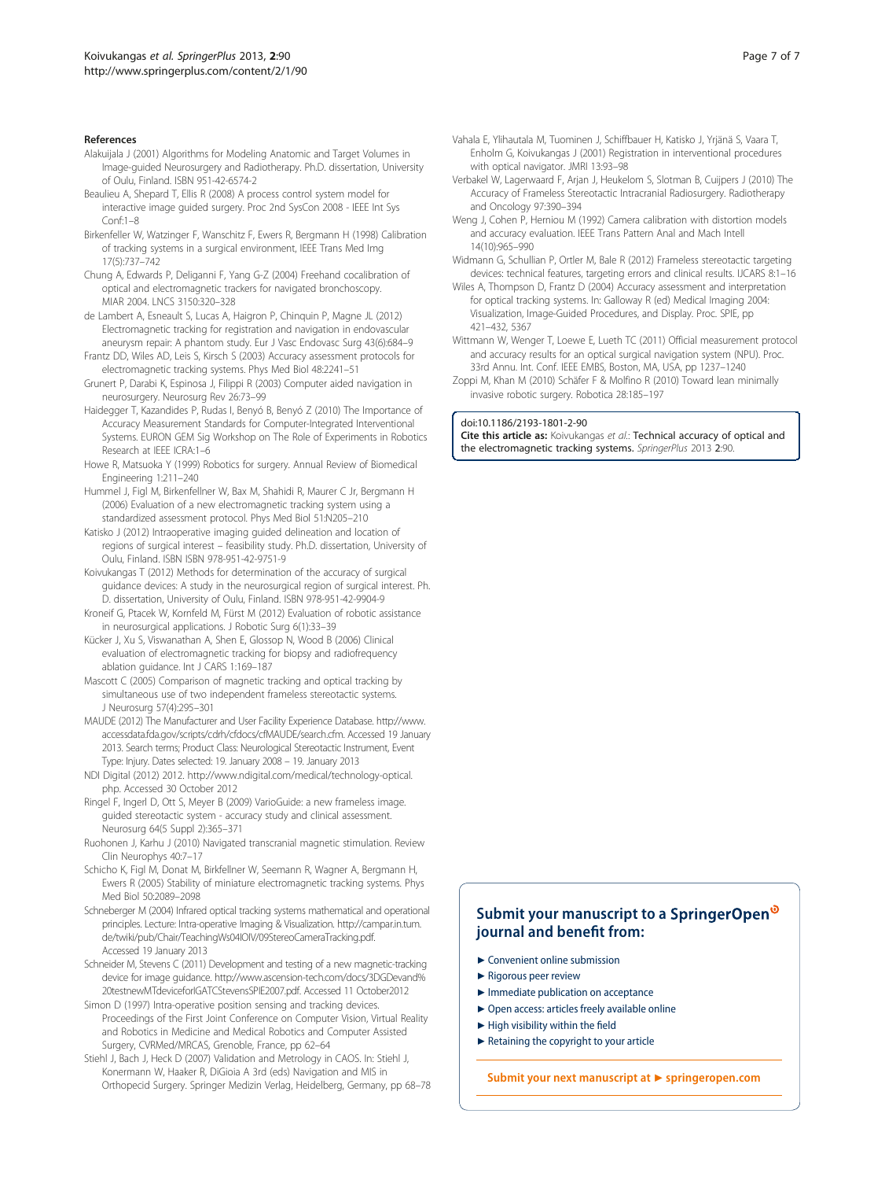## References

Alakuijala J (2001) Algorithms for Modeling Anatomic and Target Volumes in Image-guided Neurosurgery and Radiotherapy. Ph.D. dissertation, University of Oulu, Finland. ISBN 951-42-6574-2

Beaulieu A, Shepard T, Ellis R (2008) A process control system model for interactive image guided surgery. Proc 2nd SysCon 2008 - IEEE Int Sys Conf:1–8

Birkenfeller W, Watzinger F, Wanschitz F, Ewers R, Bergmann H (1998) Calibration of tracking systems in a surgical environment, IEEE Trans Med Img 17(5):737–742

Chung A, Edwards P, Deliganni F, Yang G-Z (2004) Freehand cocalibration of optical and electromagnetic trackers for navigated bronchoscopy. MIAR 2004. LNCS 3150:320–328

de Lambert A, Esneault S, Lucas A, Haigron P, Chinquin P, Magne JL (2012) Electromagnetic tracking for registration and navigation in endovascular aneurysm repair: A phantom study. Eur J Vasc Endovasc Surg 43(6):684–9

Frantz DD, Wiles AD, Leis S, Kirsch S (2003) Accuracy assessment protocols for electromagnetic tracking systems. Phys Med Biol 48:2241–51

Grunert P, Darabi K, Espinosa J, Filippi R (2003) Computer aided navigation in neurosurgery. Neurosurg Rev 26:73–99

Haidegger T, Kazandides P, Rudas I, Benyó B, Benyó Z (2010) The Importance of Accuracy Measurement Standards for Computer-Integrated Interventional Systems. EURON GEM Sig Workshop on The Role of Experiments in Robotics Research at IEEE ICRA:1–6

Howe R, Matsuoka Y (1999) Robotics for surgery. Annual Review of Biomedical Engineering 1:211–240

Hummel J, Figl M, Birkenfellner W, Bax M, Shahidi R, Maurer C Jr, Bergmann H (2006) Evaluation of a new electromagnetic tracking system using a standardized assessment protocol. Phys Med Biol 51:N205–210

Katisko J (2012) Intraoperative imaging guided delineation and location of regions of surgical interest – feasibility study. Ph.D. dissertation, University of Oulu, Finland. ISBN ISBN 978-951-42-9751-9

Koivukangas T (2012) Methods for determination of the accuracy of surgical guidance devices: A study in the neurosurgical region of surgical interest. Ph. D. dissertation, University of Oulu, Finland. ISBN 978-951-42-9904-9

Kroneif G, Ptacek W, Kornfeld M, Fürst M (2012) Evaluation of robotic assistance in neurosurgical applications. J Robotic Surg 6(1):33–39

Kücker J, Xu S, Viswanathan A, Shen E, Glossop N, Wood B (2006) Clinical evaluation of electromagnetic tracking for biopsy and radiofrequency ablation guidance. Int J CARS 1:169–187

Mascott C (2005) Comparison of magnetic tracking and optical tracking by simultaneous use of two independent frameless stereotactic systems. J Neurosurg 57(4):295–301

MAUDE (2012) The Manufacturer and User Facility Experience Database. http://www.accessdata.fda.gov/scripts/cdrh/cfdocs/cfMAUDE/search.cfm. Accessed 19 January 2013. Search terms; Product Class: Neurological Stereotactic Instrument, Event Type: Injury. Dates selected: 19. January 2008 – 19. January 2013

NDI Digital (2012) 2012. http://www.ndigital.com/medical/technology-optical.php. Accessed 30 October 2012

Ringel F, Ingerl D, Ott S, Meyer B (2009) VarioGuide: a new frameless image. guided stereotactic system - accuracy study and clinical assessment. Neurosurg 64(5 Suppl 2):365–371

Ruohonen J, Karhu J (2010) Navigated transcranial magnetic stimulation. Review Clin Neurophys 40:7–17

Schicho K, Figl M, Donat M, Birkfellner W, Seemann R, Wagner A, Bergmann H, Ewers R (2005) Stability of miniature electromagnetic tracking systems. Phys Med Biol 50:2089–2098

Schneberger M (2004) Infrared optical tracking systems mathematical and operational principles. Lecture: Intra-operative Imaging & Visualization. http://campar.in.tum.de/twiki/pub/Chair/TeachingWs04IOIV/09StereoCameraTracking.pdf. Accessed 19 January 2013

Schneider M, Stevens C (2011) Development and testing of a new magnetic-tracking device for image guidance. http://www.ascension-tech.com/docs/3DGDevand%20testnewMTdeviceforIGATCStevensSPIE2007.pdf. Accessed 11 October2012

Simon D (1997) Intra-operative position sensing and tracking devices. Proceedings of the First Joint Conference on Computer Vision, Virtual Reality and Robotics in Medicine and Medical Robotics and Computer Assisted Surgery, CVRMed/MRCAS, Grenoble, France, pp 62–64

Stiehl J, Bach J, Heck D (2007) Validation and Metrology in CAOS. In: Stiehl J, Konermann W, Haaker R, DiGioia A 3rd (eds) Navigation and MIS in Orthopecid Surgery. Springer Medizin Verlag, Heidelberg, Germany, pp 68–78

Vahala E, Ylihautala M, Tuominen J, Schiffbauer H, Katisko J, Yrjänä S, Vaara T, Enholm G, Koivukangas J (2001) Registration in interventional procedures with optical navigator. JMRI 13:93–98

Verbakel W, Lagerwaard F, Arjan J, Heukelom S, Slotman B, Cuijpers J (2010) The Accuracy of Frameless Stereotactic Intracranial Radiosurgery. Radiotherapy and Oncology 97:390–394

Weng J, Cohen P, Herniou M (1992) Camera calibration with distortion models and accuracy evaluation. IEEE Trans Pattern Anal and Mach Intell 14(10):965–990

Widmann G, Schullian P, Ortler M, Bale R (2012) Frameless stereotactic targeting devices: technical features, targeting errors and clinical results. IJCARS 8:1–16

Wiles A, Thompson D, Frantz D (2004) Accuracy assessment and interpretation for optical tracking systems. In: Galloway R (ed) Medical Imaging 2004: Visualization, Image-Guided Procedures, and Display. Proc. SPIE, pp 421–432, 5367

Wittmann W, Wenger T, Loewe E, Lueth TC (2011) Official measurement protocol and accuracy results for an optical surgical navigation system (NPU). Proc. 33rd Annu. Int. Conf. IEEE EMBS, Boston, MA, USA, pp 1237–1240

Zoppi M, Khan M (2010) Schäfer F & Molfino R (2010) Toward lean minimally invasive robotic surgery. Robotica 28:185–197

doi:10.1186/2193-1801-2-90

**Cite this article as:** Koivukangas *et al.*: Technical accuracy of optical and the electromagnetic tracking systems. *SpringerPlus* 2013 **2**:90.

**Submit your manuscript to a SpringerOpen journal and benefit from:**

- ► Convenient online submission
- ► Rigorous peer review
- ► Immediate publication on acceptance
- ► Open access: articles freely available online
- ► High visibility within the field
- ► Retaining the copyright to your article

**Submit your next manuscript at ► springeropen.com**